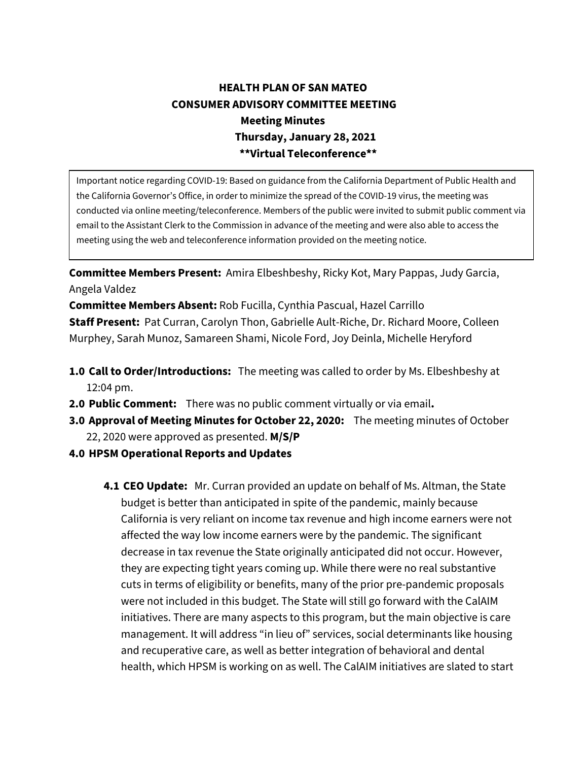# HEALTH PLAN OF SAN MATEO
## CONSUMER ADVISORY COMMITTEE MEETING
### Meeting Minutes
### Thursday, January 28, 2021
### **Virtual Teleconference**

> Important notice regarding COVID-19: Based on guidance from the California Department of Public Health and the California Governor's Office, in order to minimize the spread of the COVID-19 virus, the meeting was conducted via online meeting/teleconference. Members of the public were invited to submit public comment via email to the Assistant Clerk to the Commission in advance of the meeting and were also able to access the meeting using the web and teleconference information provided on the meeting notice.

**Committee Members Present:** Amira Elbeshbeshy, Ricky Kot, Mary Pappas, Judy Garcia, Angela Valdez

**Committee Members Absent:** Rob Fucilla, Cynthia Pascual, Hazel Carrillo

**Staff Present:** Pat Curran, Carolyn Thon, Gabrielle Ault-Riche, Dr. Richard Moore, Colleen Murphey, Sarah Munoz, Samareen Shami, Nicole Ford, Joy Deinla, Michelle Heryford

**1.0 Call to Order/Introductions:** The meeting was called to order by Ms. Elbeshbeshy at 12:04 pm.

**2.0 Public Comment:** There was no public comment virtually or via email**.**

**3.0 Approval of Meeting Minutes for October 22, 2020:** The meeting minutes of October 22, 2020 were approved as presented. **M/S/P**

**4.0 HPSM Operational Reports and Updates**

**4.1 CEO Update:** Mr. Curran provided an update on behalf of Ms. Altman, the State budget is better than anticipated in spite of the pandemic, mainly because California is very reliant on income tax revenue and high income earners were not affected the way low income earners were by the pandemic. The significant decrease in tax revenue the State originally anticipated did not occur. However, they are expecting tight years coming up. While there were no real substantive cuts in terms of eligibility or benefits, many of the prior pre-pandemic proposals were not included in this budget. The State will still go forward with the CalAIM initiatives. There are many aspects to this program, but the main objective is care management. It will address "in lieu of" services, social determinants like housing and recuperative care, as well as better integration of behavioral and dental health, which HPSM is working on as well. The CalAIM initiatives are slated to start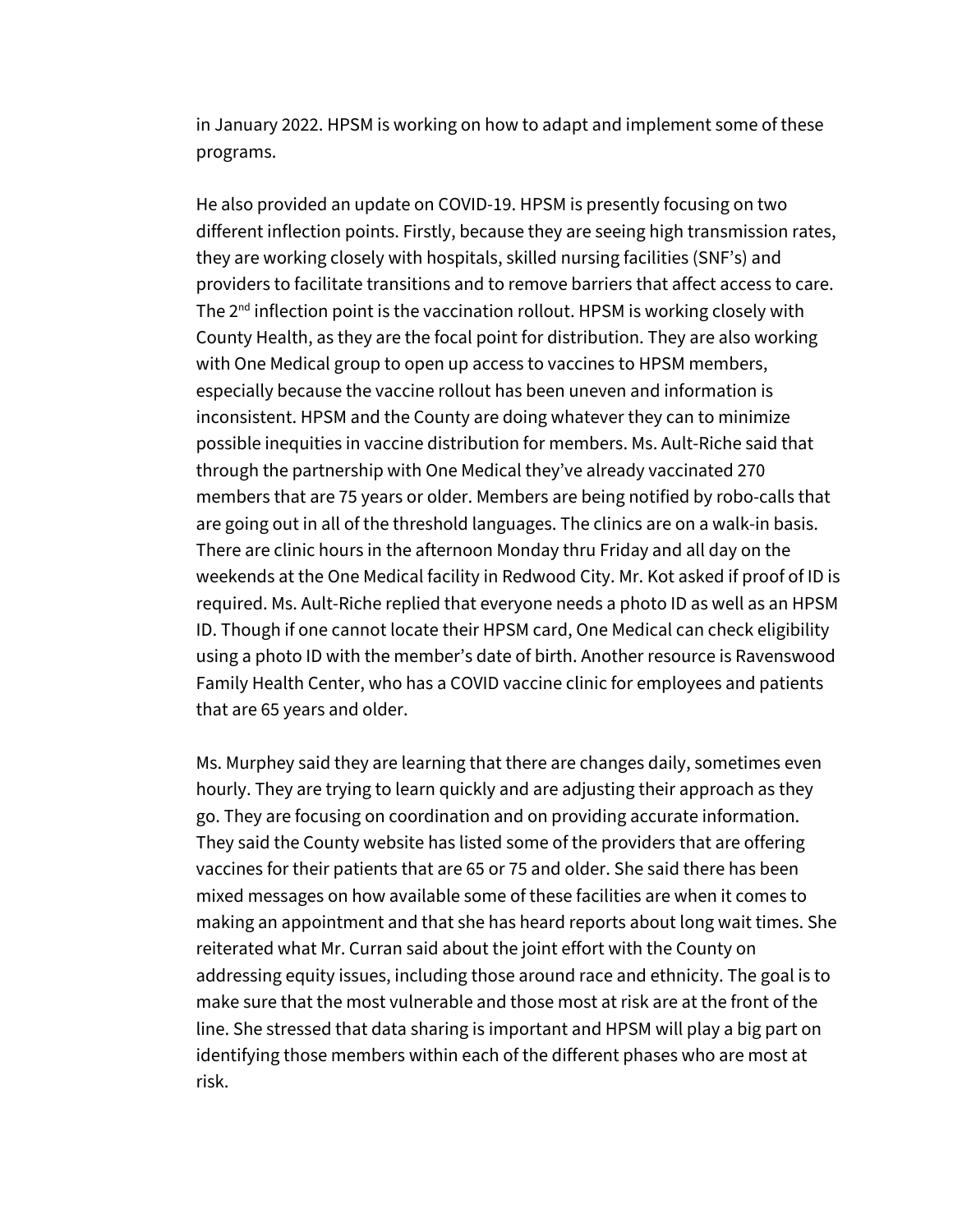in January 2022. HPSM is working on how to adapt and implement some of these programs.

He also provided an update on COVID-19. HPSM is presently focusing on two different inflection points. Firstly, because they are seeing high transmission rates, they are working closely with hospitals, skilled nursing facilities (SNF's) and providers to facilitate transitions and to remove barriers that affect access to care. The 2nd inflection point is the vaccination rollout. HPSM is working closely with County Health, as they are the focal point for distribution. They are also working with One Medical group to open up access to vaccines to HPSM members, especially because the vaccine rollout has been uneven and information is inconsistent. HPSM and the County are doing whatever they can to minimize possible inequities in vaccine distribution for members. Ms. Ault-Riche said that through the partnership with One Medical they've already vaccinated 270 members that are 75 years or older. Members are being notified by robo-calls that are going out in all of the threshold languages. The clinics are on a walk-in basis. There are clinic hours in the afternoon Monday thru Friday and all day on the weekends at the One Medical facility in Redwood City. Mr. Kot asked if proof of ID is required. Ms. Ault-Riche replied that everyone needs a photo ID as well as an HPSM ID. Though if one cannot locate their HPSM card, One Medical can check eligibility using a photo ID with the member's date of birth. Another resource is Ravenswood Family Health Center, who has a COVID vaccine clinic for employees and patients that are 65 years and older.

Ms. Murphey said they are learning that there are changes daily, sometimes even hourly. They are trying to learn quickly and are adjusting their approach as they go. They are focusing on coordination and on providing accurate information. They said the County website has listed some of the providers that are offering vaccines for their patients that are 65 or 75 and older. She said there has been mixed messages on how available some of these facilities are when it comes to making an appointment and that she has heard reports about long wait times. She reiterated what Mr. Curran said about the joint effort with the County on addressing equity issues, including those around race and ethnicity. The goal is to make sure that the most vulnerable and those most at risk are at the front of the line. She stressed that data sharing is important and HPSM will play a big part on identifying those members within each of the different phases who are most at risk.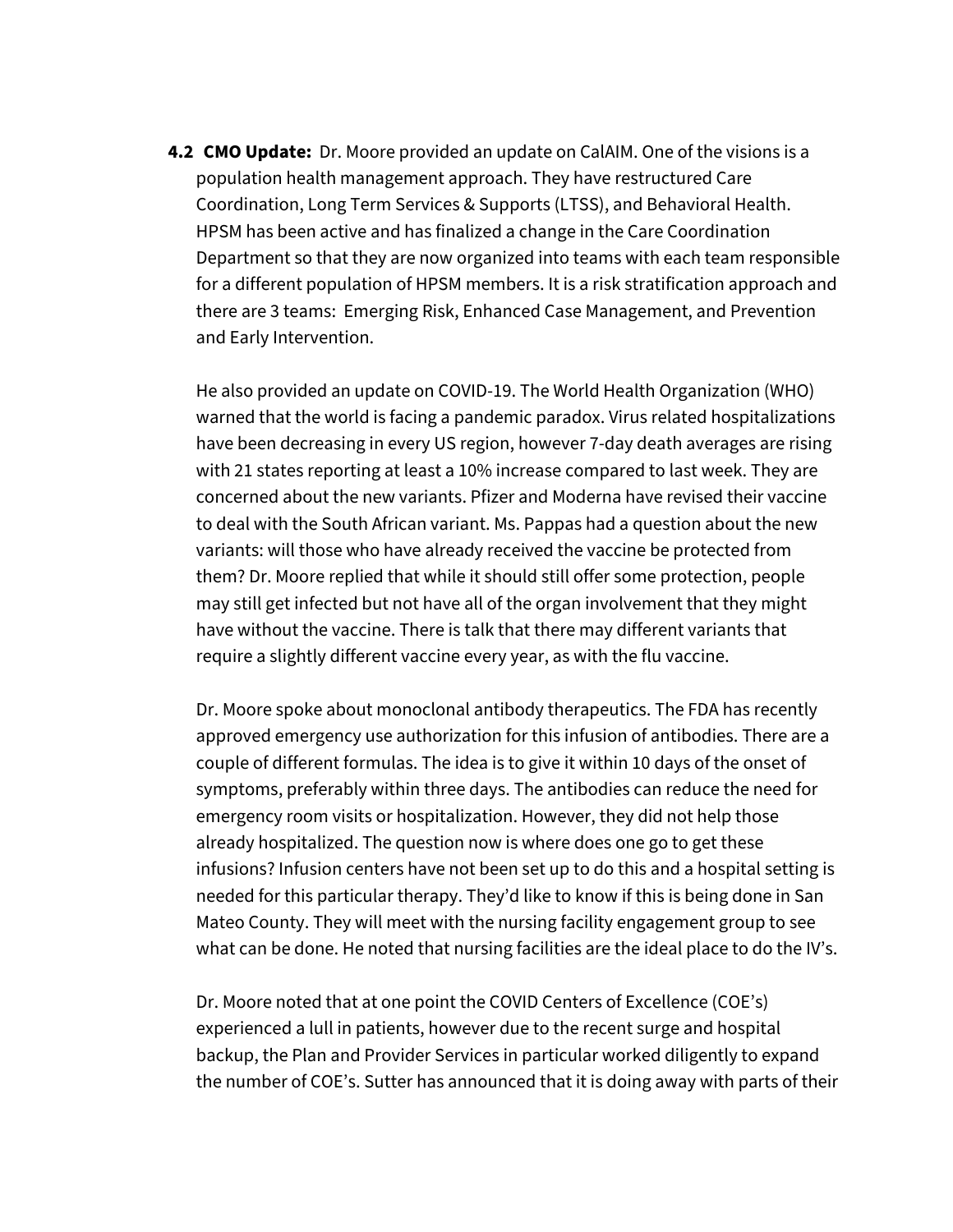**4.2 CMO Update:** Dr. Moore provided an update on CalAIM. One of the visions is a population health management approach. They have restructured Care Coordination, Long Term Services & Supports (LTSS), and Behavioral Health. HPSM has been active and has finalized a change in the Care Coordination Department so that they are now organized into teams with each team responsible for a different population of HPSM members. It is a risk stratification approach and there are 3 teams: Emerging Risk, Enhanced Case Management, and Prevention and Early Intervention.

He also provided an update on COVID-19. The World Health Organization (WHO) warned that the world is facing a pandemic paradox. Virus related hospitalizations have been decreasing in every US region, however 7-day death averages are rising with 21 states reporting at least a 10% increase compared to last week. They are concerned about the new variants. Pfizer and Moderna have revised their vaccine to deal with the South African variant. Ms. Pappas had a question about the new variants: will those who have already received the vaccine be protected from them? Dr. Moore replied that while it should still offer some protection, people may still get infected but not have all of the organ involvement that they might have without the vaccine. There is talk that there may different variants that require a slightly different vaccine every year, as with the flu vaccine.

Dr. Moore spoke about monoclonal antibody therapeutics. The FDA has recently approved emergency use authorization for this infusion of antibodies. There are a couple of different formulas. The idea is to give it within 10 days of the onset of symptoms, preferably within three days. The antibodies can reduce the need for emergency room visits or hospitalization. However, they did not help those already hospitalized. The question now is where does one go to get these infusions? Infusion centers have not been set up to do this and a hospital setting is needed for this particular therapy. They'd like to know if this is being done in San Mateo County. They will meet with the nursing facility engagement group to see what can be done. He noted that nursing facilities are the ideal place to do the IV's.

Dr. Moore noted that at one point the COVID Centers of Excellence (COE's) experienced a lull in patients, however due to the recent surge and hospital backup, the Plan and Provider Services in particular worked diligently to expand the number of COE's. Sutter has announced that it is doing away with parts of their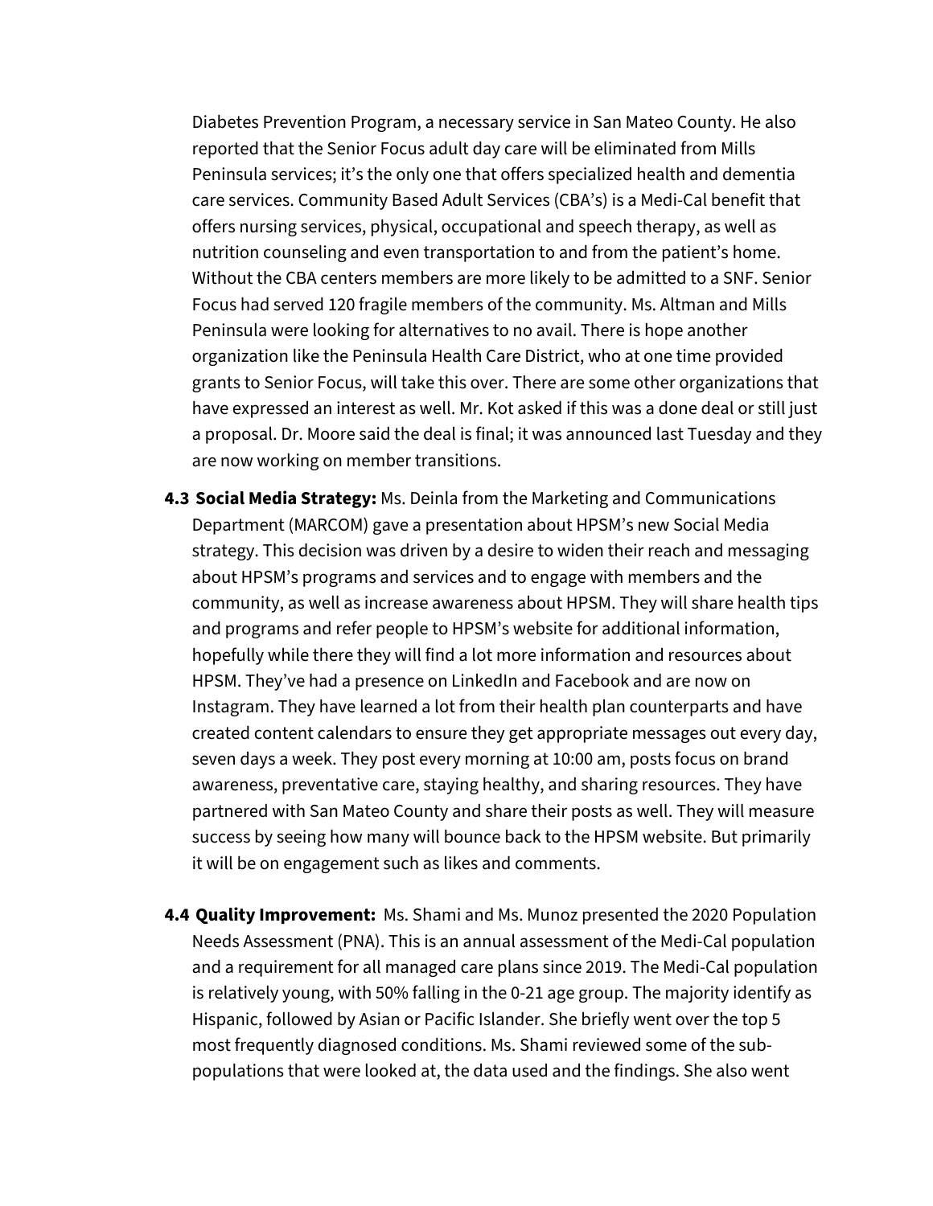Diabetes Prevention Program, a necessary service in San Mateo County. He also reported that the Senior Focus adult day care will be eliminated from Mills Peninsula services; it's the only one that offers specialized health and dementia care services. Community Based Adult Services (CBA's) is a Medi-Cal benefit that offers nursing services, physical, occupational and speech therapy, as well as nutrition counseling and even transportation to and from the patient's home. Without the CBA centers members are more likely to be admitted to a SNF. Senior Focus had served 120 fragile members of the community. Ms. Altman and Mills Peninsula were looking for alternatives to no avail. There is hope another organization like the Peninsula Health Care District, who at one time provided grants to Senior Focus, will take this over. There are some other organizations that have expressed an interest as well. Mr. Kot asked if this was a done deal or still just a proposal. Dr. Moore said the deal is final; it was announced last Tuesday and they are now working on member transitions.

**4.3 Social Media Strategy:** Ms. Deinla from the Marketing and Communications Department (MARCOM) gave a presentation about HPSM's new Social Media strategy. This decision was driven by a desire to widen their reach and messaging about HPSM's programs and services and to engage with members and the community, as well as increase awareness about HPSM. They will share health tips and programs and refer people to HPSM's website for additional information, hopefully while there they will find a lot more information and resources about HPSM. They've had a presence on LinkedIn and Facebook and are now on Instagram. They have learned a lot from their health plan counterparts and have created content calendars to ensure they get appropriate messages out every day, seven days a week. They post every morning at 10:00 am, posts focus on brand awareness, preventative care, staying healthy, and sharing resources. They have partnered with San Mateo County and share their posts as well. They will measure success by seeing how many will bounce back to the HPSM website. But primarily it will be on engagement such as likes and comments.

**4.4 Quality Improvement:** Ms. Shami and Ms. Munoz presented the 2020 Population Needs Assessment (PNA). This is an annual assessment of the Medi-Cal population and a requirement for all managed care plans since 2019. The Medi-Cal population is relatively young, with 50% falling in the 0-21 age group. The majority identify as Hispanic, followed by Asian or Pacific Islander. She briefly went over the top 5 most frequently diagnosed conditions. Ms. Shami reviewed some of the sub-populations that were looked at, the data used and the findings. She also went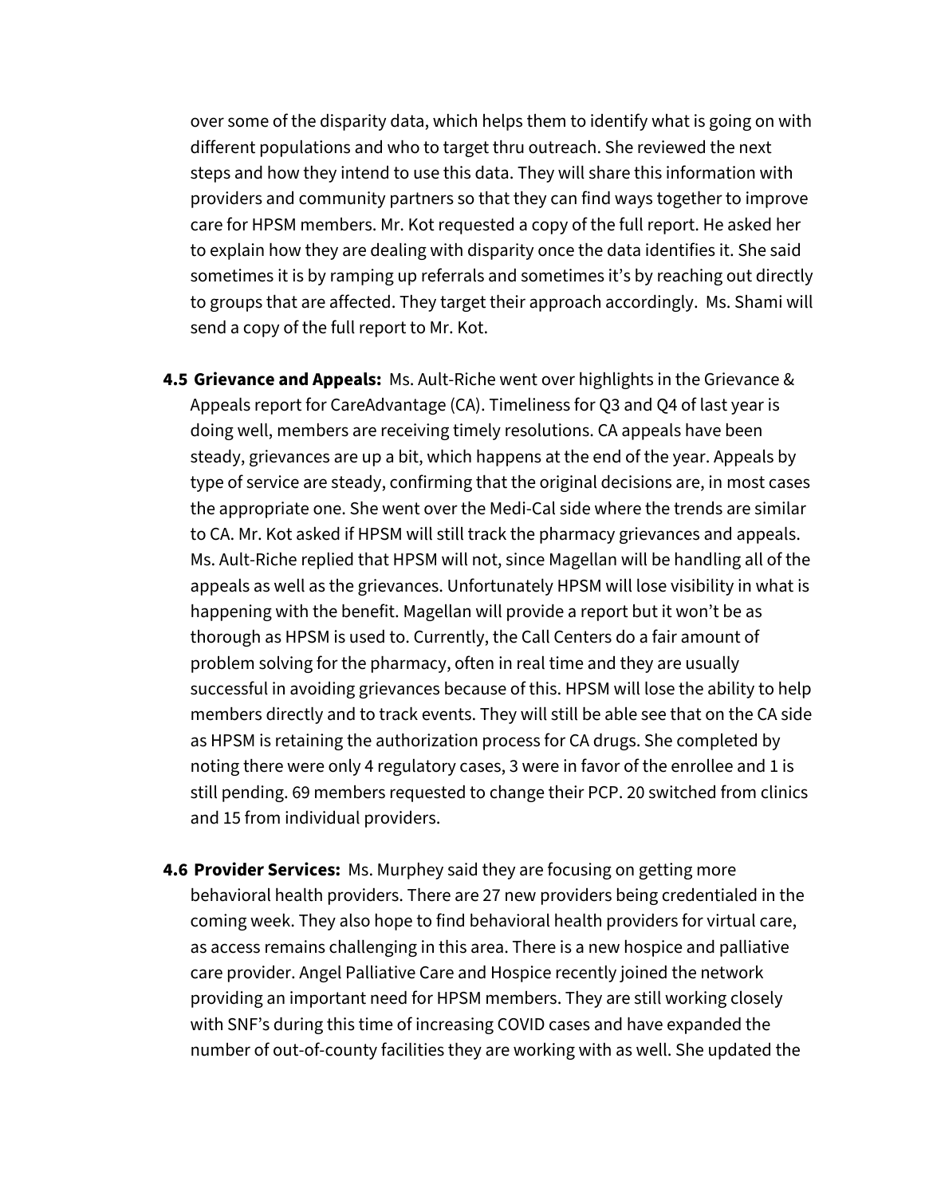over some of the disparity data, which helps them to identify what is going on with different populations and who to target thru outreach. She reviewed the next steps and how they intend to use this data. They will share this information with providers and community partners so that they can find ways together to improve care for HPSM members. Mr. Kot requested a copy of the full report. He asked her to explain how they are dealing with disparity once the data identifies it. She said sometimes it is by ramping up referrals and sometimes it's by reaching out directly to groups that are affected. They target their approach accordingly. Ms. Shami will send a copy of the full report to Mr. Kot.

**4.5 Grievance and Appeals:** Ms. Ault-Riche went over highlights in the Grievance & Appeals report for CareAdvantage (CA). Timeliness for Q3 and Q4 of last year is doing well, members are receiving timely resolutions. CA appeals have been steady, grievances are up a bit, which happens at the end of the year. Appeals by type of service are steady, confirming that the original decisions are, in most cases the appropriate one. She went over the Medi-Cal side where the trends are similar to CA. Mr. Kot asked if HPSM will still track the pharmacy grievances and appeals. Ms. Ault-Riche replied that HPSM will not, since Magellan will be handling all of the appeals as well as the grievances. Unfortunately HPSM will lose visibility in what is happening with the benefit. Magellan will provide a report but it won't be as thorough as HPSM is used to. Currently, the Call Centers do a fair amount of problem solving for the pharmacy, often in real time and they are usually successful in avoiding grievances because of this. HPSM will lose the ability to help members directly and to track events. They will still be able see that on the CA side as HPSM is retaining the authorization process for CA drugs. She completed by noting there were only 4 regulatory cases, 3 were in favor of the enrollee and 1 is still pending. 69 members requested to change their PCP. 20 switched from clinics and 15 from individual providers.

**4.6 Provider Services:** Ms. Murphey said they are focusing on getting more behavioral health providers. There are 27 new providers being credentialed in the coming week. They also hope to find behavioral health providers for virtual care, as access remains challenging in this area. There is a new hospice and palliative care provider. Angel Palliative Care and Hospice recently joined the network providing an important need for HPSM members. They are still working closely with SNF's during this time of increasing COVID cases and have expanded the number of out-of-county facilities they are working with as well. She updated the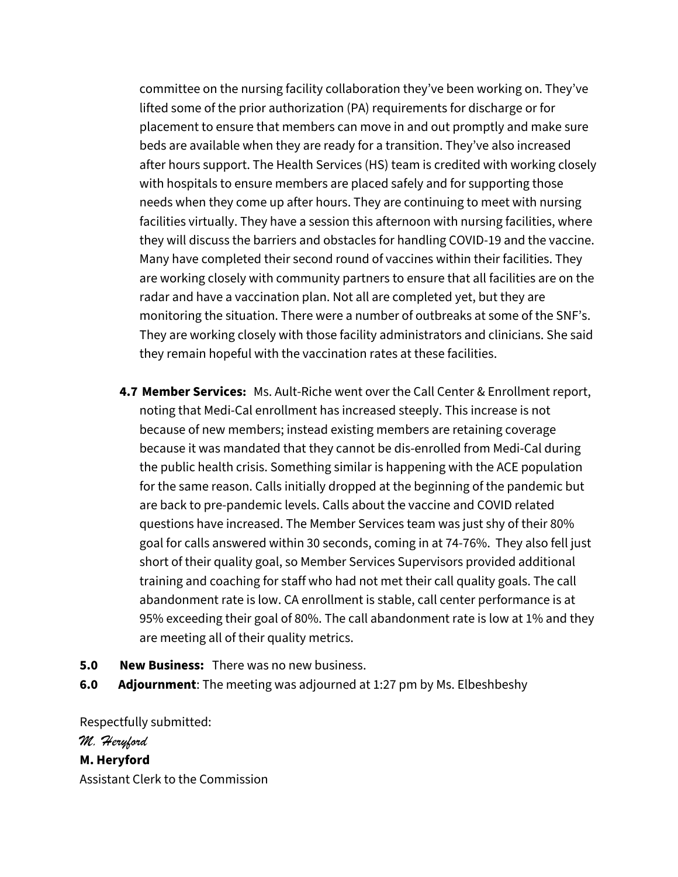committee on the nursing facility collaboration they've been working on. They've lifted some of the prior authorization (PA) requirements for discharge or for placement to ensure that members can move in and out promptly and make sure beds are available when they are ready for a transition. They've also increased after hours support. The Health Services (HS) team is credited with working closely with hospitals to ensure members are placed safely and for supporting those needs when they come up after hours. They are continuing to meet with nursing facilities virtually. They have a session this afternoon with nursing facilities, where they will discuss the barriers and obstacles for handling COVID-19 and the vaccine. Many have completed their second round of vaccines within their facilities. They are working closely with community partners to ensure that all facilities are on the radar and have a vaccination plan. Not all are completed yet, but they are monitoring the situation. There were a number of outbreaks at some of the SNF's. They are working closely with those facility administrators and clinicians. She said they remain hopeful with the vaccination rates at these facilities.

**4.7 Member Services:** Ms. Ault-Riche went over the Call Center & Enrollment report, noting that Medi-Cal enrollment has increased steeply. This increase is not because of new members; instead existing members are retaining coverage because it was mandated that they cannot be dis-enrolled from Medi-Cal during the public health crisis. Something similar is happening with the ACE population for the same reason. Calls initially dropped at the beginning of the pandemic but are back to pre-pandemic levels. Calls about the vaccine and COVID related questions have increased. The Member Services team was just shy of their 80% goal for calls answered within 30 seconds, coming in at 74-76%. They also fell just short of their quality goal, so Member Services Supervisors provided additional training and coaching for staff who had not met their call quality goals. The call abandonment rate is low. CA enrollment is stable, call center performance is at 95% exceeding their goal of 80%. The call abandonment rate is low at 1% and they are meeting all of their quality metrics.

**5.0 New Business:** There was no new business.

**6.0 Adjournment**: The meeting was adjourned at 1:27 pm by Ms. Elbeshbeshy

Respectfully submitted:

*M. Heryford*

**M. Heryford**

Assistant Clerk to the Commission